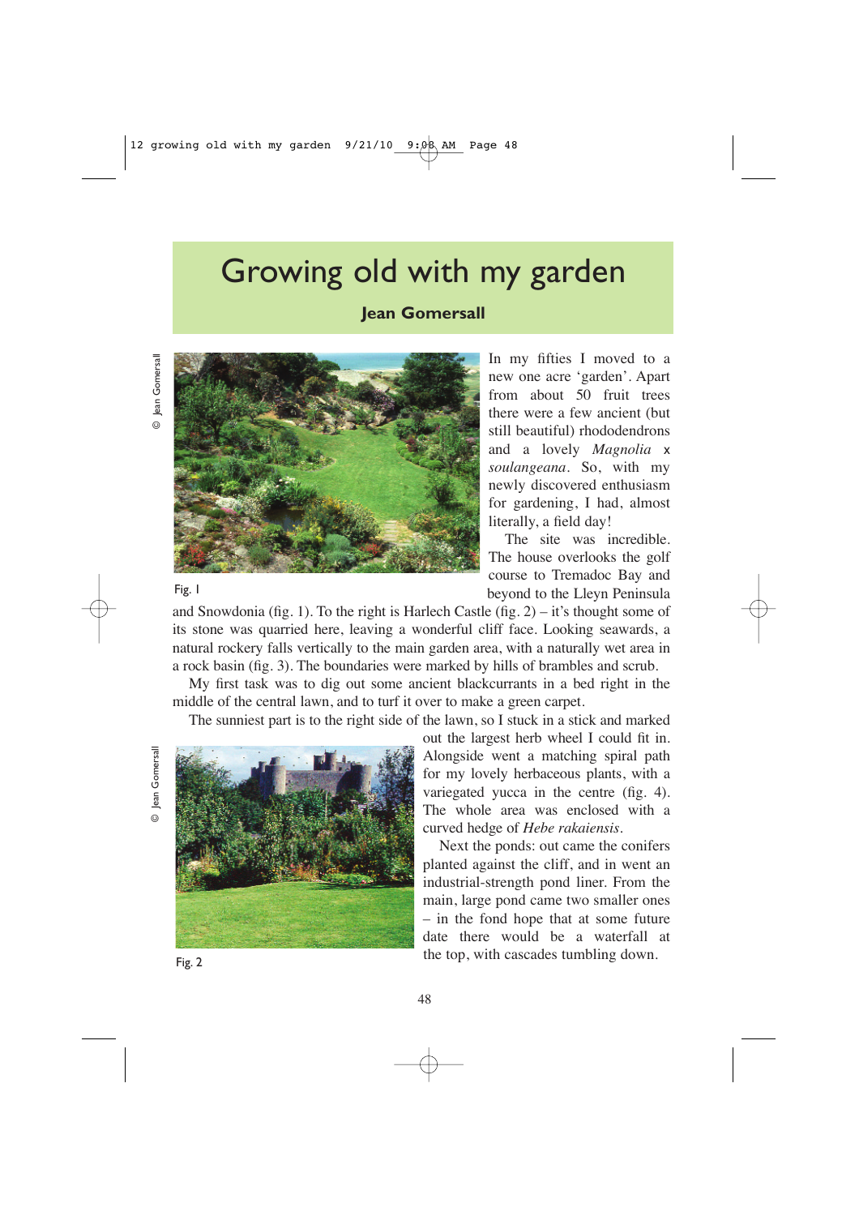# Growing old with my garden

**Jean Gomersall**

© Jean Gomersall

Fig. 1

In my fifties I moved to a new one acre 'garden'. Apart from about 50 fruit trees there were a few ancient (but still beautiful) rhododendrons and a lovely *Magnolia* x *soulangeana*. So, with my newly discovered enthusiasm for gardening, I had, almost literally, a field day!

The site was incredible. The house overlooks the golf course to Tremadoc Bay and beyond to the Lleyn Peninsula and Snowdonia (fig. 1). To the right is Harlech Castle (fig. 2) – it's thought some of its stone was quarried here, leaving a wonderful cliff face. Looking seawards, a natural rockery falls vertically to the main garden area, with a naturally wet area in a rock basin (fig. 3). The boundaries were marked by hills of brambles and scrub.

My first task was to dig out some ancient blackcurrants in a bed right in the middle of the central lawn, and to turf it over to make a green carpet.

The sunniest part is to the right side of the lawn, so I stuck in a stick and marked out the largest herb wheel I could fit in. Alongside went a matching spiral path for my lovely herbaceous plants, with a variegated yucca in the centre (fig. 4). The whole area was enclosed with a curved hedge of *Hebe rakaiensis*.

© Jean Gomersall

Fig. 2

Next the ponds: out came the conifers planted against the cliff, and in went an industrial-strength pond liner. From the main, large pond came two smaller ones – in the fond hope that at some future date there would be a waterfall at the top, with cascades tumbling down.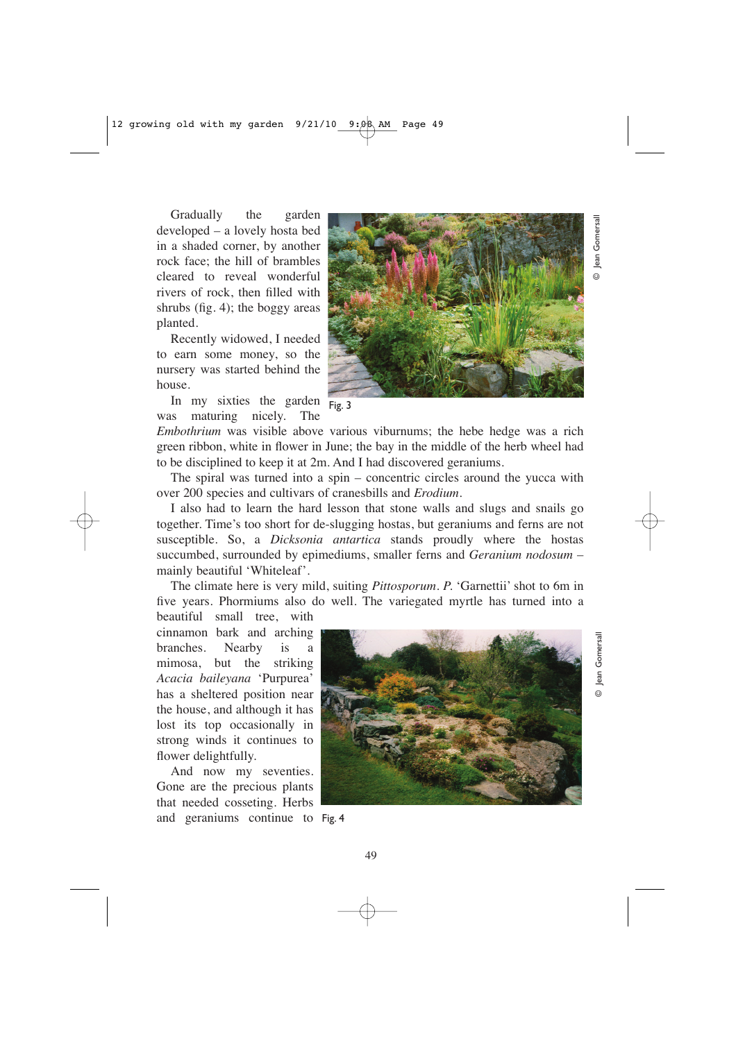Gradually the garden developed – a lovely hosta bed in a shaded corner, by another rock face; the hill of brambles cleared to reveal wonderful rivers of rock, then filled with shrubs (fig. 4); the boggy areas planted.

Recently widowed, I needed to earn some money, so the nursery was started behind the house.

Fig. 3

© Jean Gomersall

In my sixties the garden was maturing nicely. The *Embothrium* was visible above various viburnums; the hebe hedge was a rich green ribbon, white in flower in June; the bay in the middle of the herb wheel had to be disciplined to keep it at 2m. And I had discovered geraniums.

The spiral was turned into a spin – concentric circles around the yucca with over 200 species and cultivars of cranesbills and *Erodium*.

I also had to learn the hard lesson that stone walls and slugs and snails go together. Time's too short for de-slugging hostas, but geraniums and ferns are not susceptible. So, a *Dicksonia antartica* stands proudly where the hostas succumbed, surrounded by epimediums, smaller ferns and *Geranium nodosum* – mainly beautiful 'Whiteleaf'.

The climate here is very mild, suiting *Pittosporum*. *P.* 'Garnettii' shot to 6m in five years. Phormiums also do well. The variegated myrtle has turned into a beautiful small tree, with cinnamon bark and arching branches. Nearby is a mimosa, but the striking *Acacia baileyana* 'Purpurea' has a sheltered position near the house, and although it has lost its top occasionally in strong winds it continues to flower delightfully.

And now my seventies. Gone are the precious plants that needed cosseting. Herbs and geraniums continue to

Fig. 4

© Jean Gomersall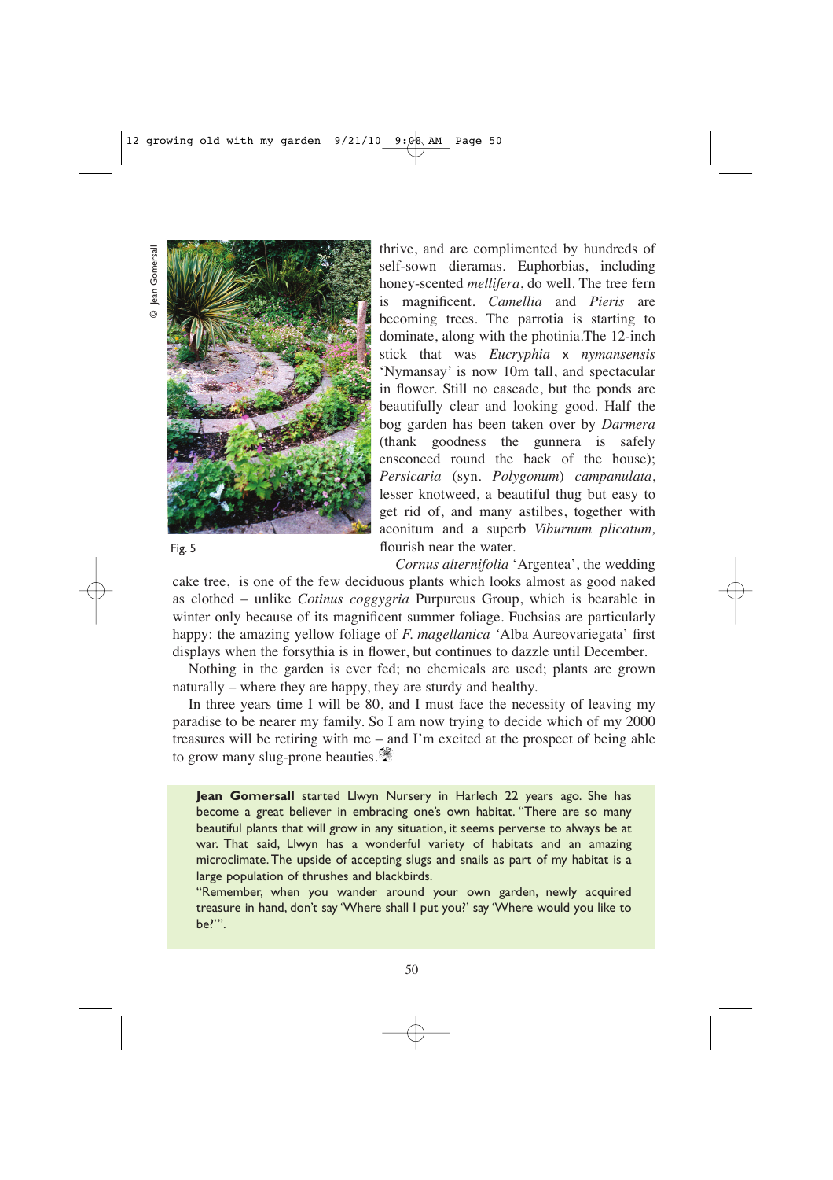Fig. 5

thrive, and are complimented by hundreds of self-sown dieramas. Euphorbias, including honey-scented *mellifera*, do well. The tree fern is magnificent. *Camellia* and *Pieris* are becoming trees. The parrotia is starting to dominate, along with the photinia.The 12-inch stick that was *Eucryphia* x *nymansensis* 'Nymansay' is now 10m tall, and spectacular in flower. Still no cascade, but the ponds are beautifully clear and looking good. Half the bog garden has been taken over by *Darmera* (thank goodness the gunnera is safely ensconced round the back of the house); *Persicaria* (syn. *Polygonum*) *campanulata*, lesser knotweed, a beautiful thug but easy to get rid of, and many astilbes, together with aconitum and a superb *Viburnum plicatum,* flourish near the water.

*Cornus alternifolia* 'Argentea', the wedding cake tree, is one of the few deciduous plants which looks almost as good naked as clothed – unlike *Cotinus coggygria* Purpureus Group, which is bearable in winter only because of its magnificent summer foliage. Fuchsias are particularly happy: the amazing yellow foliage of *F. magellanica* 'Alba Aureovariegata' first displays when the forsythia is in flower, but continues to dazzle until December.

Nothing in the garden is ever fed; no chemicals are used; plants are grown naturally – where they are happy, they are sturdy and healthy.

In three years time I will be 80, and I must face the necessity of leaving my paradise to be nearer my family. So I am now trying to decide which of my 2000 treasures will be retiring with me – and I'm excited at the prospect of being able to grow many slug-prone beauties.

**Jean Gomersall** started Llwyn Nursery in Harlech 22 years ago. She has become a great believer in embracing one's own habitat. "There are so many beautiful plants that will grow in any situation, it seems perverse to always be at war. That said, Llwyn has a wonderful variety of habitats and an amazing microclimate. The upside of accepting slugs and snails as part of my habitat is a large population of thrushes and blackbirds.

"Remember, when you wander around your own garden, newly acquired treasure in hand, don't say 'Where shall I put you?' say 'Where would you like to be?'".